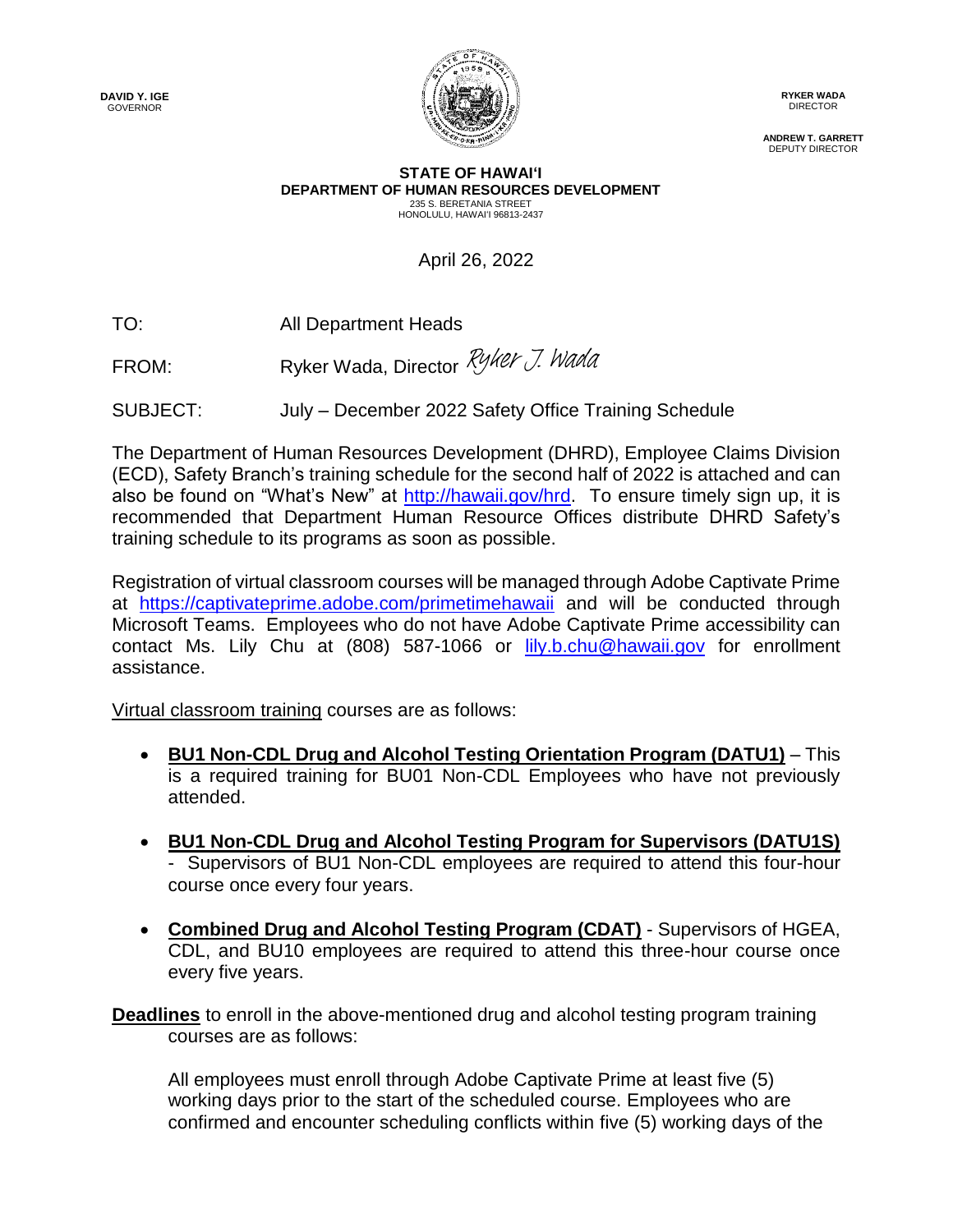**DAVID Y. IGE**
GOVERNOR

**RYKER WADA**
DIRECTOR

**ANDREW T. GARRETT**
DEPUTY DIRECTOR

**STATE OF HAWAIʻI**
**DEPARTMENT OF HUMAN RESOURCES DEVELOPMENT**
235 S. BERETANIA STREET
HONOLULU, HAWAIʻI 96813-2437

April 26, 2022

TO: All Department Heads

FROM: Ryker Wada, Director *Ryker J. Wada*

SUBJECT: July – December 2022 Safety Office Training Schedule

The Department of Human Resources Development (DHRD), Employee Claims Division (ECD), Safety Branch's training schedule for the second half of 2022 is attached and can also be found on "What's New" at http://hawaii.gov/hrd. To ensure timely sign up, it is recommended that Department Human Resource Offices distribute DHRD Safety's training schedule to its programs as soon as possible.

Registration of virtual classroom courses will be managed through Adobe Captivate Prime at https://captivateprime.adobe.com/primetimehawaii and will be conducted through Microsoft Teams. Employees who do not have Adobe Captivate Prime accessibility can contact Ms. Lily Chu at (808) 587-1066 or lily.b.chu@hawaii.gov for enrollment assistance.

Virtual classroom training courses are as follows:

- **BU1 Non-CDL Drug and Alcohol Testing Orientation Program (DATU1)** – This is a required training for BU01 Non-CDL Employees who have not previously attended.
- **BU1 Non-CDL Drug and Alcohol Testing Program for Supervisors (DATU1S)** - Supervisors of BU1 Non-CDL employees are required to attend this four-hour course once every four years.
- **Combined Drug and Alcohol Testing Program (CDAT)** - Supervisors of HGEA, CDL, and BU10 employees are required to attend this three-hour course once every five years.

**Deadlines** to enroll in the above-mentioned drug and alcohol testing program training courses are as follows:

All employees must enroll through Adobe Captivate Prime at least five (5) working days prior to the start of the scheduled course. Employees who are confirmed and encounter scheduling conflicts within five (5) working days of the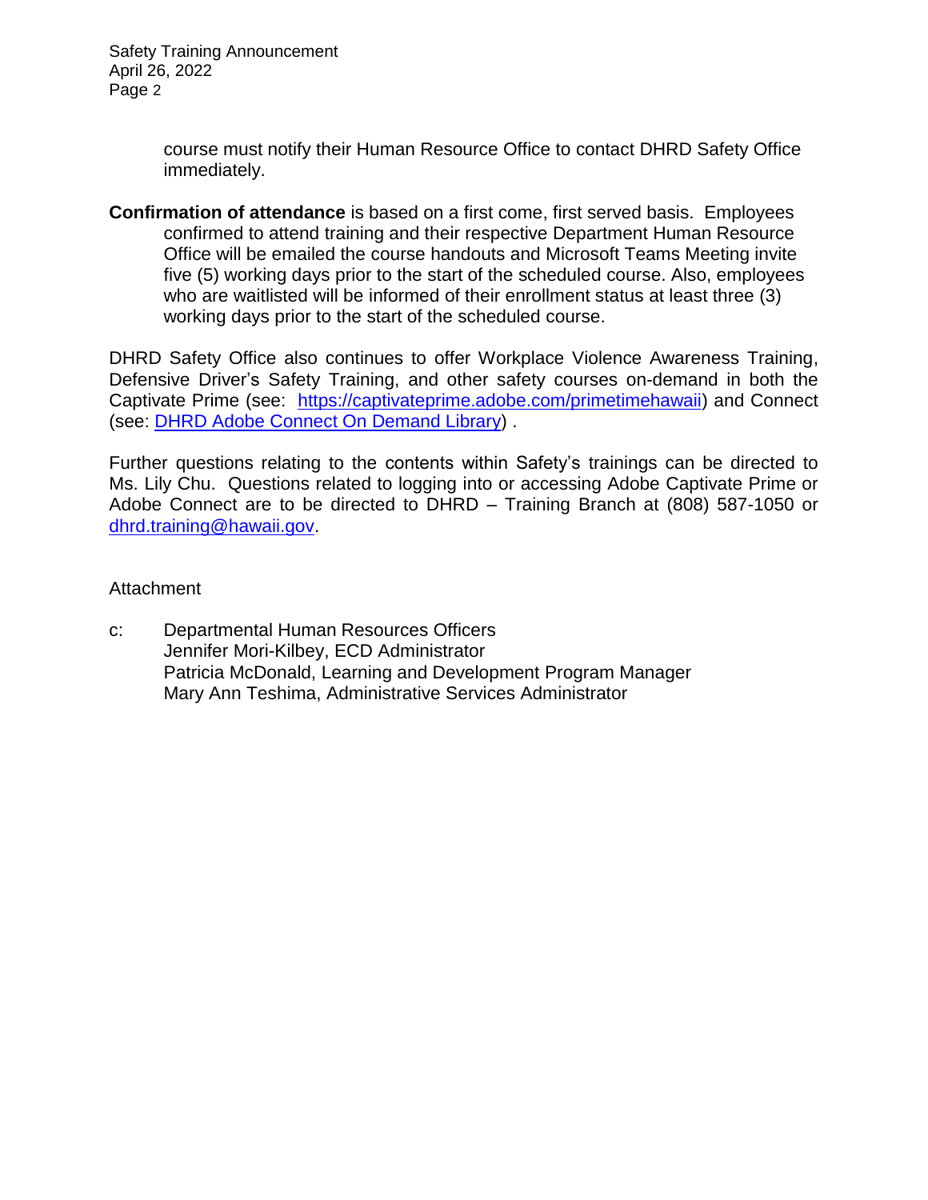course must notify their Human Resource Office to contact DHRD Safety Office immediately.

**Confirmation of attendance** is based on a first come, first served basis. Employees confirmed to attend training and their respective Department Human Resource Office will be emailed the course handouts and Microsoft Teams Meeting invite five (5) working days prior to the start of the scheduled course. Also, employees who are waitlisted will be informed of their enrollment status at least three (3) working days prior to the start of the scheduled course.

DHRD Safety Office also continues to offer Workplace Violence Awareness Training, Defensive Driver's Safety Training, and other safety courses on-demand in both the Captivate Prime (see: https://captivateprime.adobe.com/primetimehawaii) and Connect (see: DHRD Adobe Connect On Demand Library) .

Further questions relating to the contents within Safety's trainings can be directed to Ms. Lily Chu. Questions related to logging into or accessing Adobe Captivate Prime or Adobe Connect are to be directed to DHRD – Training Branch at (808) 587-1050 or dhrd.training@hawaii.gov.

Attachment

c: Departmental Human Resources Officers
Jennifer Mori-Kilbey, ECD Administrator
Patricia McDonald, Learning and Development Program Manager
Mary Ann Teshima, Administrative Services Administrator